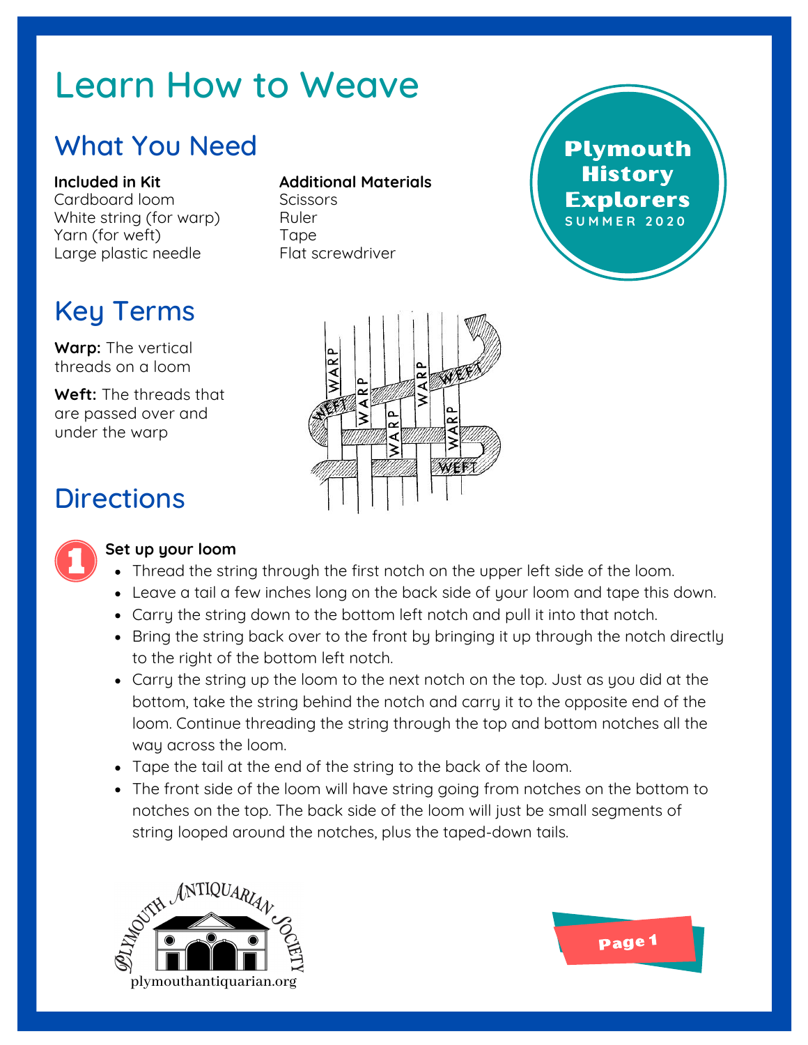# Learn How to Weave

Plymouth History Explorers
SUMMER 2020

## What You Need

**Included in Kit**
Cardboard loom
White string (for warp)
Yarn (for weft)
Large plastic needle

**Additional Materials**
Scissors
Ruler
Tape
Flat screwdriver

## Key Terms

**Warp:** The vertical threads on a loom

**Weft:** The threads that are passed over and under the warp

## Directions

### 1 Set up your loom

- Thread the string through the first notch on the upper left side of the loom.
- Leave a tail a few inches long on the back side of your loom and tape this down.
- Carry the string down to the bottom left notch and pull it into that notch.
- Bring the string back over to the front by bringing it up through the notch directly to the right of the bottom left notch.
- Carry the string up the loom to the next notch on the top. Just as you did at the bottom, take the string behind the notch and carry it to the opposite end of the loom. Continue threading the string through the top and bottom notches all the way across the loom.
- Tape the tail at the end of the string to the back of the loom.
- The front side of the loom will have string going from notches on the bottom to notches on the top. The back side of the loom will just be small segments of string looped around the notches, plus the taped-down tails.

Plymouth Antiquarian Society
plymouthantiquarian.org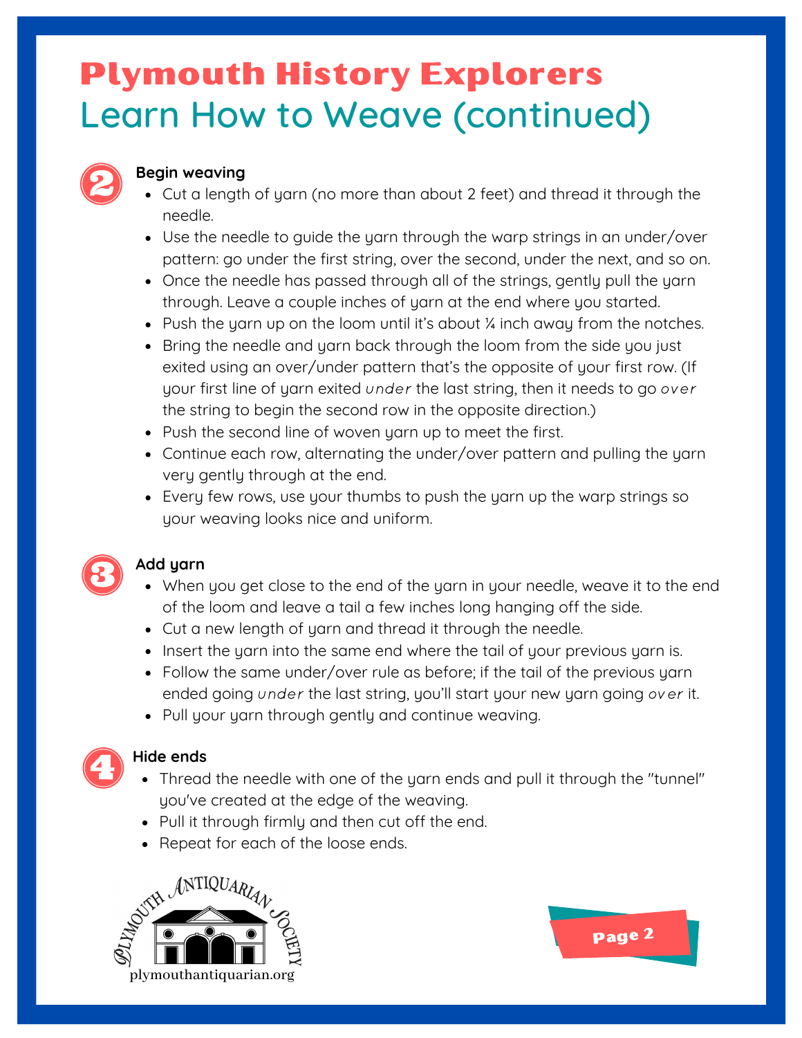# Plymouth History Explorers

## Learn How to Weave (continued)

### 2 Begin weaving

- Cut a length of yarn (no more than about 2 feet) and thread it through the needle.
- Use the needle to guide the yarn through the warp strings in an under/over pattern: go under the first string, over the second, under the next, and so on.
- Once the needle has passed through all of the strings, gently pull the yarn through. Leave a couple inches of yarn at the end where you started.
- Push the yarn up on the loom until it's about ¼ inch away from the notches.
- Bring the needle and yarn back through the loom from the side you just exited using an over/under pattern that's the opposite of your first row. (If your first line of yarn exited *under* the last string, then it needs to go *over* the string to begin the second row in the opposite direction.)
- Push the second line of woven yarn up to meet the first.
- Continue each row, alternating the under/over pattern and pulling the yarn very gently through at the end.
- Every few rows, use your thumbs to push the yarn up the warp strings so your weaving looks nice and uniform.

### 3 Add yarn

- When you get close to the end of the yarn in your needle, weave it to the end of the loom and leave a tail a few inches long hanging off the side.
- Cut a new length of yarn and thread it through the needle.
- Insert the yarn into the same end where the tail of your previous yarn is.
- Follow the same under/over rule as before; if the tail of the previous yarn ended going *under* the last string, you'll start your new yarn going *over* it.
- Pull your yarn through gently and continue weaving.

### 4 Hide ends

- Thread the needle with one of the yarn ends and pull it through the "tunnel" you've created at the edge of the weaving.
- Pull it through firmly and then cut off the end.
- Repeat for each of the loose ends.

Plymouth Antiquarian Society
plymouthantiquarian.org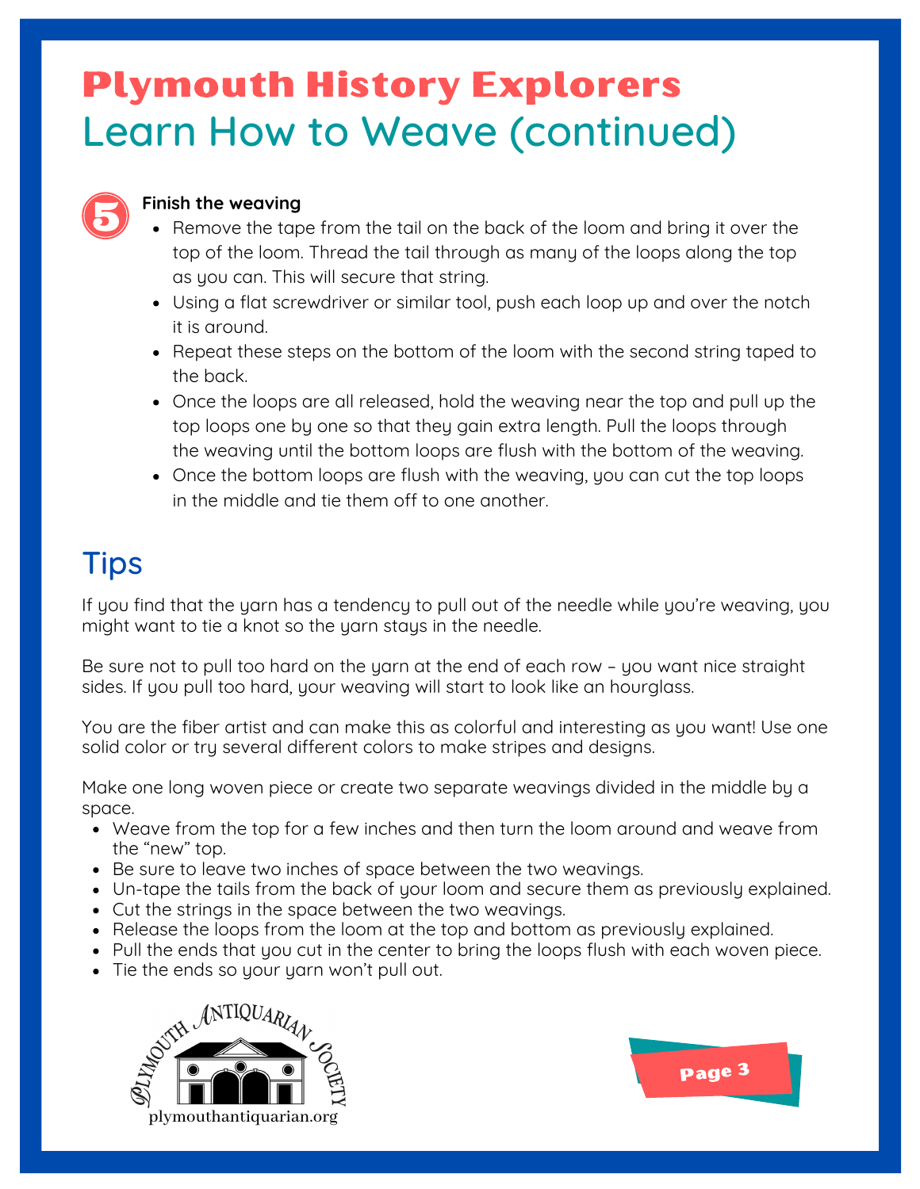# Plymouth History Explorers

## Learn How to Weave (continued)

5 **Finish the weaving**

- Remove the tape from the tail on the back of the loom and bring it over the top of the loom. Thread the tail through as many of the loops along the top as you can. This will secure that string.
- Using a flat screwdriver or similar tool, push each loop up and over the notch it is around.
- Repeat these steps on the bottom of the loom with the second string taped to the back.
- Once the loops are all released, hold the weaving near the top and pull up the top loops one by one so that they gain extra length. Pull the loops through the weaving until the bottom loops are flush with the bottom of the weaving.
- Once the bottom loops are flush with the weaving, you can cut the top loops in the middle and tie them off to one another.

## Tips

If you find that the yarn has a tendency to pull out of the needle while you're weaving, you might want to tie a knot so the yarn stays in the needle.

Be sure not to pull too hard on the yarn at the end of each row – you want nice straight sides. If you pull too hard, your weaving will start to look like an hourglass.

You are the fiber artist and can make this as colorful and interesting as you want! Use one solid color or try several different colors to make stripes and designs.

Make one long woven piece or create two separate weavings divided in the middle by a space.

- Weave from the top for a few inches and then turn the loom around and weave from the "new" top.
- Be sure to leave two inches of space between the two weavings.
- Un-tape the tails from the back of your loom and secure them as previously explained.
- Cut the strings in the space between the two weavings.
- Release the loops from the loom at the top and bottom as previously explained.
- Pull the ends that you cut in the center to bring the loops flush with each woven piece.
- Tie the ends so your yarn won't pull out.

Plymouth Antiquarian Society
plymouthantiquarian.org